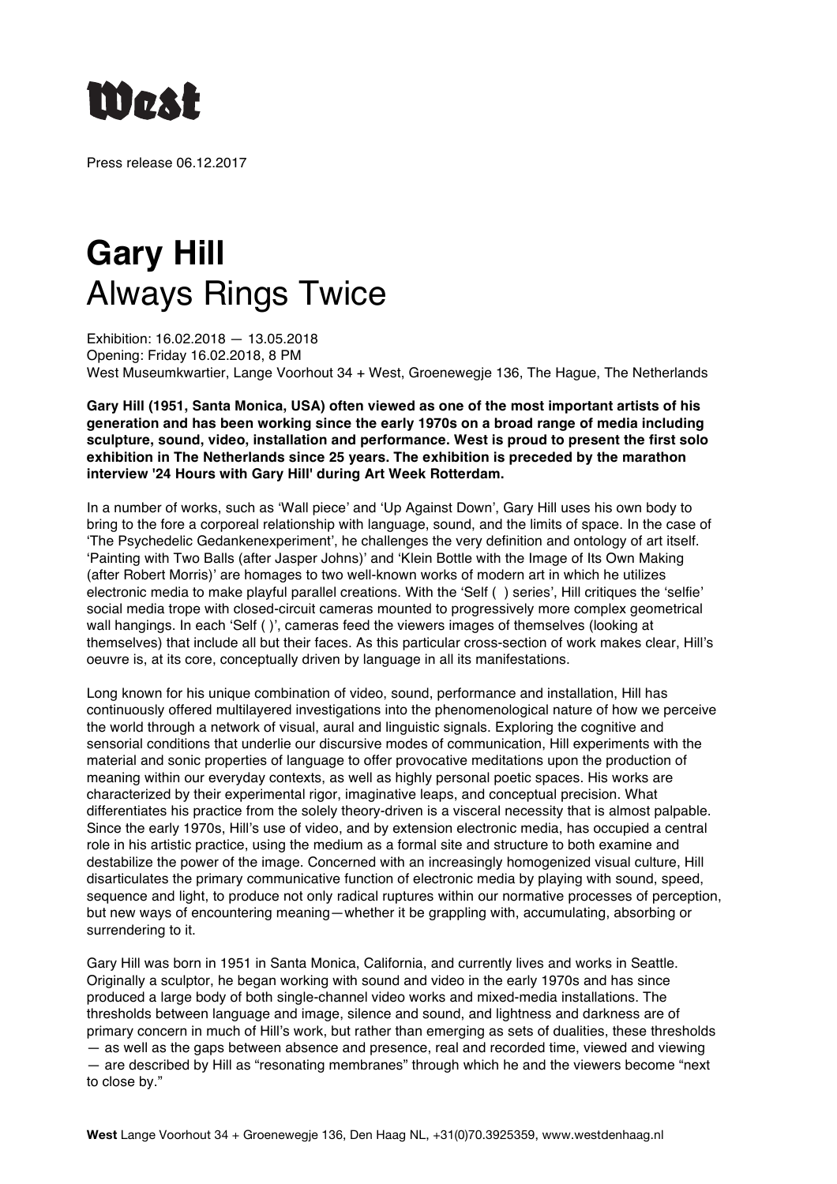West

Press release 06.12.2017

# Gary Hill
## Always Rings Twice

Exhibition: 16.02.2018 — 13.05.2018
Opening: Friday 16.02.2018, 8 PM
West Museumkwartier, Lange Voorhout 34 + West, Groenewegje 136, The Hague, The Netherlands

**Gary Hill (1951, Santa Monica, USA) often viewed as one of the most important artists of his generation and has been working since the early 1970s on a broad range of media including sculpture, sound, video, installation and performance. West is proud to present the first solo exhibition in The Netherlands since 25 years. The exhibition is preceded by the marathon interview '24 Hours with Gary Hill' during Art Week Rotterdam.**

In a number of works, such as 'Wall piece' and 'Up Against Down', Gary Hill uses his own body to bring to the fore a corporeal relationship with language, sound, and the limits of space. In the case of 'The Psychedelic Gedankenexperiment', he challenges the very definition and ontology of art itself. 'Painting with Two Balls (after Jasper Johns)' and 'Klein Bottle with the Image of Its Own Making (after Robert Morris)' are homages to two well-known works of modern art in which he utilizes electronic media to make playful parallel creations. With the 'Self ( ) series', Hill critiques the 'selfie' social media trope with closed-circuit cameras mounted to progressively more complex geometrical wall hangings. In each 'Self ( )', cameras feed the viewers images of themselves (looking at themselves) that include all but their faces. As this particular cross-section of work makes clear, Hill's oeuvre is, at its core, conceptually driven by language in all its manifestations.

Long known for his unique combination of video, sound, performance and installation, Hill has continuously offered multilayered investigations into the phenomenological nature of how we perceive the world through a network of visual, aural and linguistic signals. Exploring the cognitive and sensorial conditions that underlie our discursive modes of communication, Hill experiments with the material and sonic properties of language to offer provocative meditations upon the production of meaning within our everyday contexts, as well as highly personal poetic spaces. His works are characterized by their experimental rigor, imaginative leaps, and conceptual precision. What differentiates his practice from the solely theory-driven is a visceral necessity that is almost palpable. Since the early 1970s, Hill's use of video, and by extension electronic media, has occupied a central role in his artistic practice, using the medium as a formal site and structure to both examine and destabilize the power of the image. Concerned with an increasingly homogenized visual culture, Hill disarticulates the primary communicative function of electronic media by playing with sound, speed, sequence and light, to produce not only radical ruptures within our normative processes of perception, but new ways of encountering meaning—whether it be grappling with, accumulating, absorbing or surrendering to it.

Gary Hill was born in 1951 in Santa Monica, California, and currently lives and works in Seattle. Originally a sculptor, he began working with sound and video in the early 1970s and has since produced a large body of both single-channel video works and mixed-media installations. The thresholds between language and image, silence and sound, and lightness and darkness are of primary concern in much of Hill's work, but rather than emerging as sets of dualities, these thresholds — as well as the gaps between absence and presence, real and recorded time, viewed and viewing — are described by Hill as "resonating membranes" through which he and the viewers become "next to close by."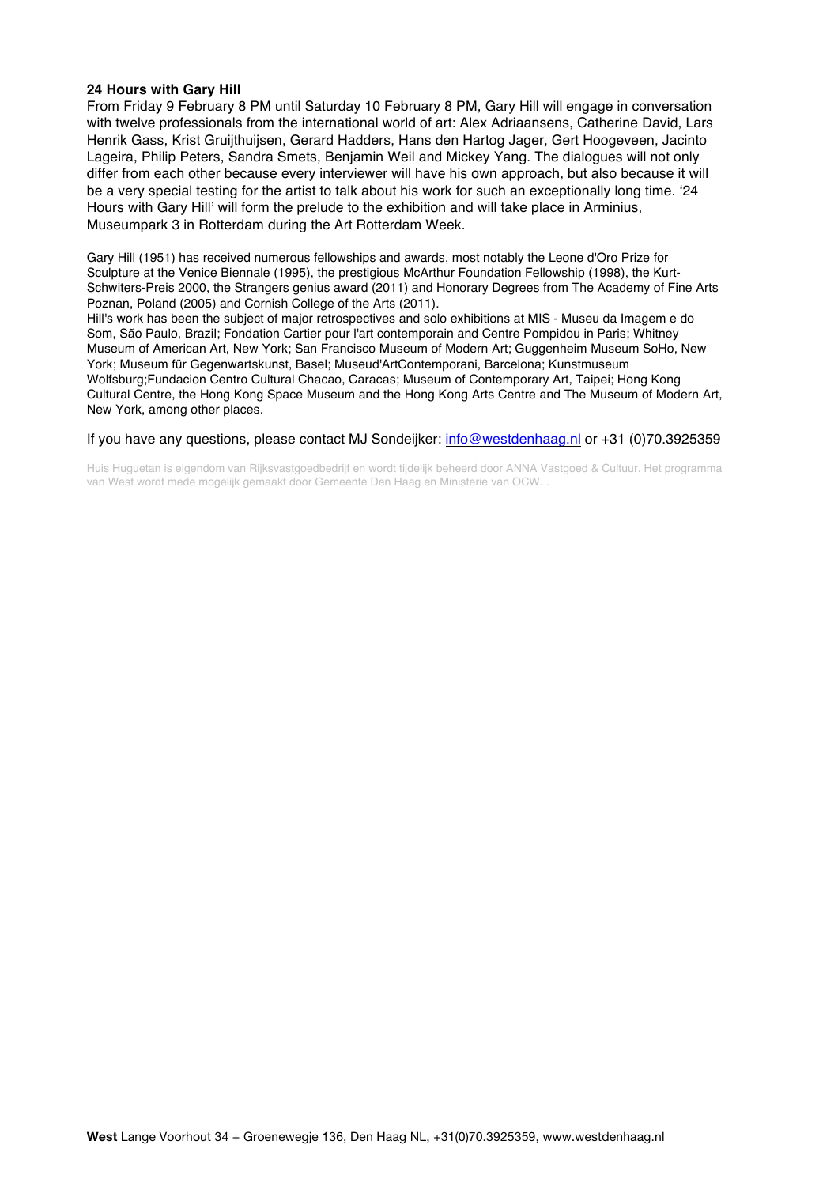**24 Hours with Gary Hill**

From Friday 9 February 8 PM until Saturday 10 February 8 PM, Gary Hill will engage in conversation with twelve professionals from the international world of art: Alex Adriaansens, Catherine David, Lars Henrik Gass, Krist Gruijthuijsen, Gerard Hadders, Hans den Hartog Jager, Gert Hoogeveen, Jacinto Lageira, Philip Peters, Sandra Smets, Benjamin Weil and Mickey Yang. The dialogues will not only differ from each other because every interviewer will have his own approach, but also because it will be a very special testing for the artist to talk about his work for such an exceptionally long time. '24 Hours with Gary Hill' will form the prelude to the exhibition and will take place in Arminius, Museumpark 3 in Rotterdam during the Art Rotterdam Week.

Gary Hill (1951) has received numerous fellowships and awards, most notably the Leone d'Oro Prize for Sculpture at the Venice Biennale (1995), the prestigious McArthur Foundation Fellowship (1998), the Kurt-Schwiters-Preis 2000, the Strangers genius award (2011) and Honorary Degrees from The Academy of Fine Arts Poznan, Poland (2005) and Cornish College of the Arts (2011).
Hill's work has been the subject of major retrospectives and solo exhibitions at MIS - Museu da Imagem e do Som, São Paulo, Brazil; Fondation Cartier pour l'art contemporain and Centre Pompidou in Paris; Whitney Museum of American Art, New York; San Francisco Museum of Modern Art; Guggenheim Museum SoHo, New York; Museum für Gegenwartskunst, Basel; Museud'ArtContemporani, Barcelona; Kunstmuseum Wolfsburg;Fundacion Centro Cultural Chacao, Caracas; Museum of Contemporary Art, Taipei; Hong Kong Cultural Centre, the Hong Kong Space Museum and the Hong Kong Arts Centre and The Museum of Modern Art, New York, among other places.

If you have any questions, please contact MJ Sondeijker: info@westdenhaag.nl or +31 (0)70.3925359

Huis Huguetan is eigendom van Rijksvastgoedbedrijf en wordt tijdelijk beheerd door ANNA Vastgoed & Cultuur. Het programma van West wordt mede mogelijk gemaakt door Gemeente Den Haag en Ministerie van OCW. .

**West** Lange Voorhout 34 + Groenewegje 136, Den Haag NL, +31(0)70.3925359, www.westdenhaag.nl